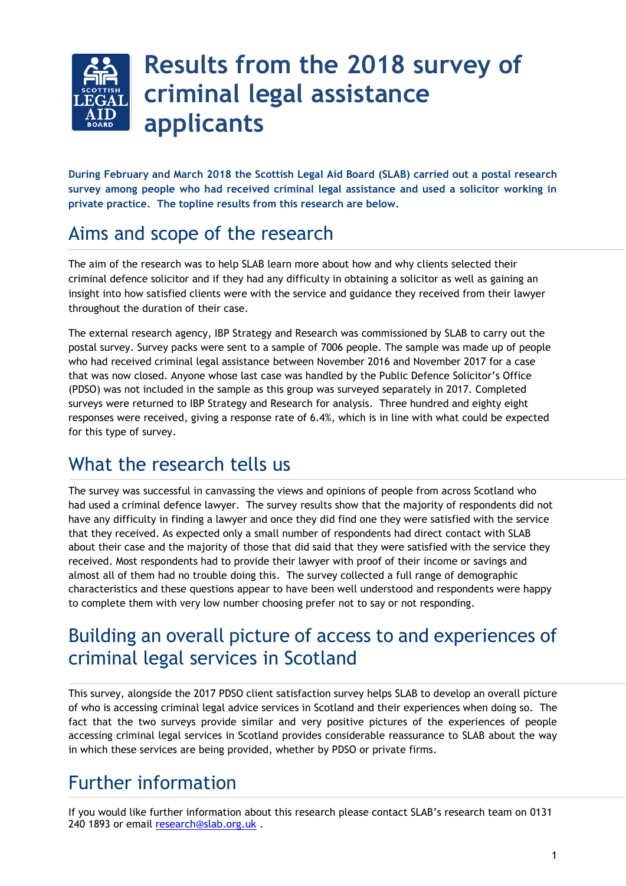# Results from the 2018 survey of criminal legal assistance applicants

**During February and March 2018 the Scottish Legal Aid Board (SLAB) carried out a postal research survey among people who had received criminal legal assistance and used a solicitor working in private practice. The topline results from this research are below.**

## Aims and scope of the research

The aim of the research was to help SLAB learn more about how and why clients selected their criminal defence solicitor and if they had any difficulty in obtaining a solicitor as well as gaining an insight into how satisfied clients were with the service and guidance they received from their lawyer throughout the duration of their case.

The external research agency, IBP Strategy and Research was commissioned by SLAB to carry out the postal survey. Survey packs were sent to a sample of 7006 people. The sample was made up of people who had received criminal legal assistance between November 2016 and November 2017 for a case that was now closed. Anyone whose last case was handled by the Public Defence Solicitor's Office (PDSO) was not included in the sample as this group was surveyed separately in 2017. Completed surveys were returned to IBP Strategy and Research for analysis. Three hundred and eighty eight responses were received, giving a response rate of 6.4%, which is in line with what could be expected for this type of survey.

## What the research tells us

The survey was successful in canvassing the views and opinions of people from across Scotland who had used a criminal defence lawyer. The survey results show that the majority of respondents did not have any difficulty in finding a lawyer and once they did find one they were satisfied with the service that they received. As expected only a small number of respondents had direct contact with SLAB about their case and the majority of those that did said that they were satisfied with the service they received. Most respondents had to provide their lawyer with proof of their income or savings and almost all of them had no trouble doing this. The survey collected a full range of demographic characteristics and these questions appear to have been well understood and respondents were happy to complete them with very low number choosing prefer not to say or not responding.

## Building an overall picture of access to and experiences of criminal legal services in Scotland

This survey, alongside the 2017 PDSO client satisfaction survey helps SLAB to develop an overall picture of who is accessing criminal legal advice services in Scotland and their experiences when doing so. The fact that the two surveys provide similar and very positive pictures of the experiences of people accessing criminal legal services in Scotland provides considerable reassurance to SLAB about the way in which these services are being provided, whether by PDSO or private firms.

## Further information

If you would like further information about this research please contact SLAB's research team on 0131 240 1893 or email research@slab.org.uk .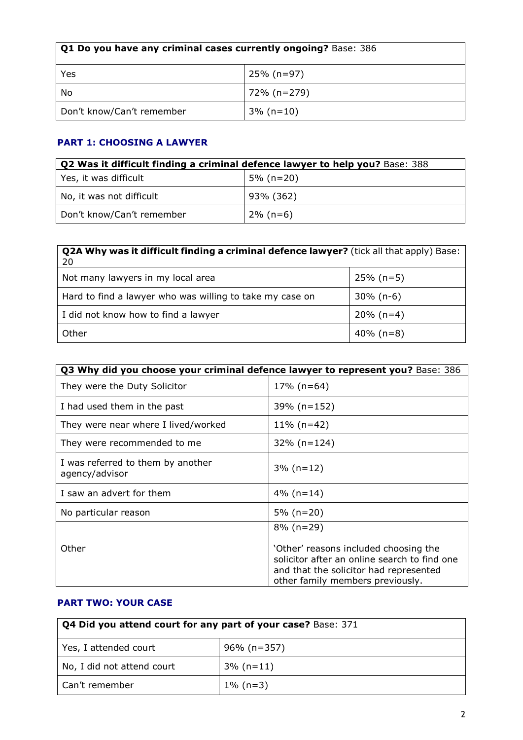| **Q1 Do you have any criminal cases currently ongoing?** Base: 386 | |
|---|---|
| Yes | 25% (n=97) |
| No | 72% (n=279) |
| Don't know/Can't remember | 3% (n=10) |

## PART 1: CHOOSING A LAWYER

| **Q2 Was it difficult finding a criminal defence lawyer to help you?** Base: 388 | |
|---|---|
| Yes, it was difficult | 5% (n=20) |
| No, it was not difficult | 93% (362) |
| Don't know/Can't remember | 2% (n=6) |

| **Q2A Why was it difficult finding a criminal defence lawyer?** (tick all that apply) Base: 20 | |
|---|---|
| Not many lawyers in my local area | 25% (n=5) |
| Hard to find a lawyer who was willing to take my case on | 30% (n-6) |
| I did not know how to find a lawyer | 20% (n=4) |
| Other | 40% (n=8) |

| **Q3 Why did you choose your criminal defence lawyer to represent you?** Base: 386 | |
|---|---|
| They were the Duty Solicitor | 17% (n=64) |
| I had used them in the past | 39% (n=152) |
| They were near where I lived/worked | 11% (n=42) |
| They were recommended to me | 32% (n=124) |
| I was referred to them by another agency/advisor | 3% (n=12) |
| I saw an advert for them | 4% (n=14) |
| No particular reason | 5% (n=20) |
| Other | 8% (n=29)<br><br>'Other' reasons included choosing the solicitor after an online search to find one and that the solicitor had represented other family members previously. |

## PART TWO: YOUR CASE

| **Q4 Did you attend court for any part of your case?** Base: 371 | |
|---|---|
| Yes, I attended court | 96% (n=357) |
| No, I did not attend court | 3% (n=11) |
| Can't remember | 1% (n=3) |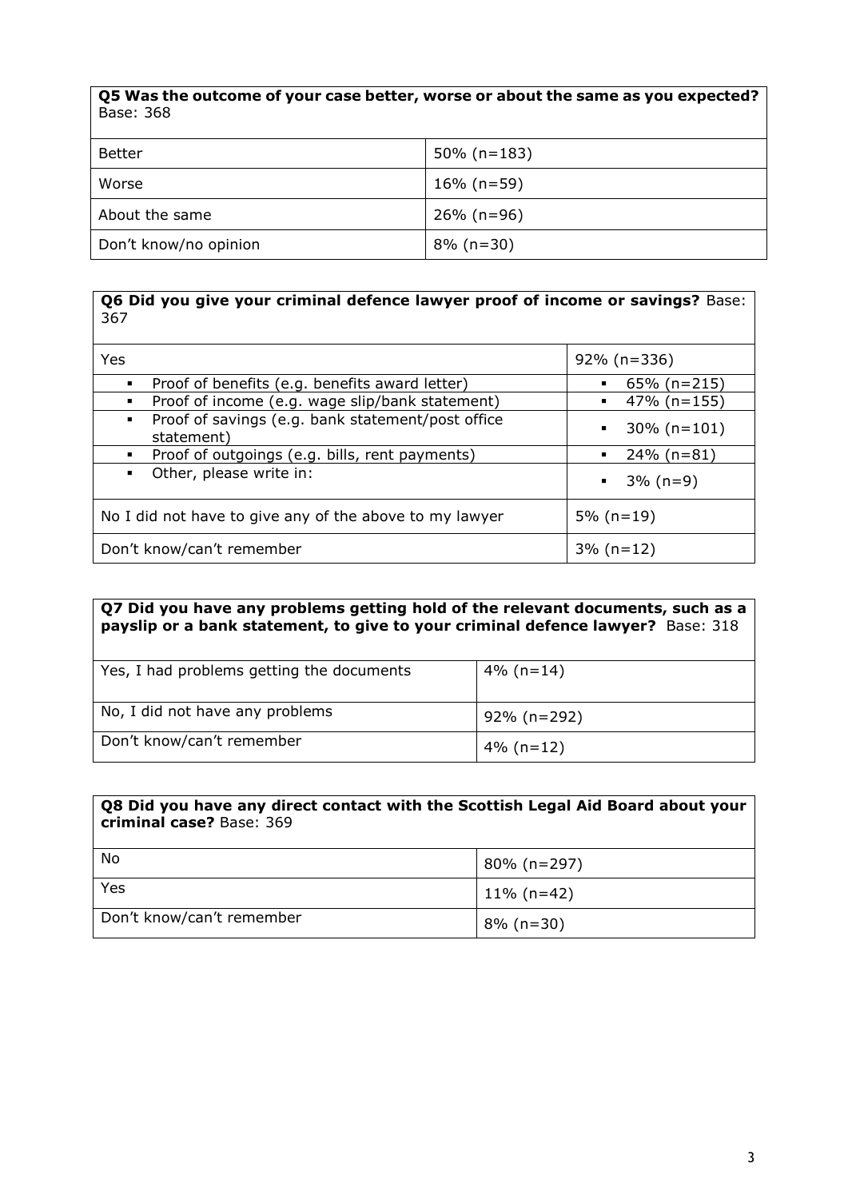| **Q5 Was the outcome of your case better, worse or about the same as you expected?** Base: 368 | |
|---|---|
| Better | 50% (n=183) |
| Worse | 16% (n=59) |
| About the same | 26% (n=96) |
| Don't know/no opinion | 8% (n=30) |

| **Q6 Did you give your criminal defence lawyer proof of income or savings?** Base: 367 | |
|---|---|
| Yes | 92% (n=336) |
| ▪ Proof of benefits (e.g. benefits award letter) | ▪ 65% (n=215) |
| ▪ Proof of income (e.g. wage slip/bank statement) | ▪ 47% (n=155) |
| ▪ Proof of savings (e.g. bank statement/post office statement) | ▪ 30% (n=101) |
| ▪ Proof of outgoings (e.g. bills, rent payments) | ▪ 24% (n=81) |
| ▪ Other, please write in: | ▪ 3% (n=9) |
| No I did not have to give any of the above to my lawyer | 5% (n=19) |
| Don't know/can't remember | 3% (n=12) |

| **Q7 Did you have any problems getting hold of the relevant documents, such as a payslip or a bank statement, to give to your criminal defence lawyer?** Base: 318 | |
|---|---|
| Yes, I had problems getting the documents | 4% (n=14) |
| No, I did not have any problems | 92% (n=292) |
| Don't know/can't remember | 4% (n=12) |

| **Q8 Did you have any direct contact with the Scottish Legal Aid Board about your criminal case?** Base: 369 | |
|---|---|
| No | 80% (n=297) |
| Yes | 11% (n=42) |
| Don't know/can't remember | 8% (n=30) |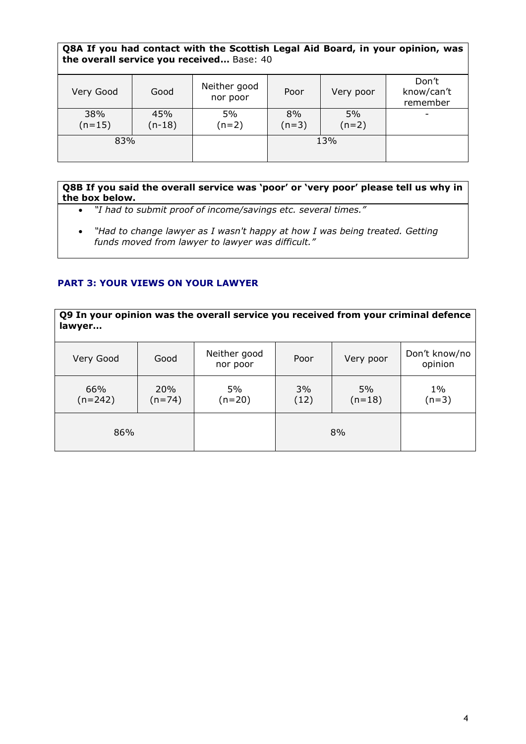**Q8A If you had contact with the Scottish Legal Aid Board, in your opinion, was the overall service you received…** Base: 40

| Very Good | Good | Neither good nor poor | Poor | Very poor | Don't know/can't remember |
|---|---|---|---|---|---|
| 38% (n=15) | 45% (n-18) | 5% (n=2) | 8% (n=3) | 5% (n=2) | - |
| 83% | | | 13% | | |

**Q8B If you said the overall service was 'poor' or 'very poor' please tell us why in the box below.**

- *"I had to submit proof of income/savings etc. several times."*
- *"Had to change lawyer as I wasn't happy at how I was being treated. Getting funds moved from lawyer to lawyer was difficult."*

## PART 3: YOUR VIEWS ON YOUR LAWYER

**Q9 In your opinion was the overall service you received from your criminal defence lawyer…**

| Very Good | Good | Neither good nor poor | Poor | Very poor | Don't know/no opinion |
|---|---|---|---|---|---|
| 66% (n=242) | 20% (n=74) | 5% (n=20) | 3% (12) | 5% (n=18) | 1% (n=3) |
| 86% | | | 8% | | |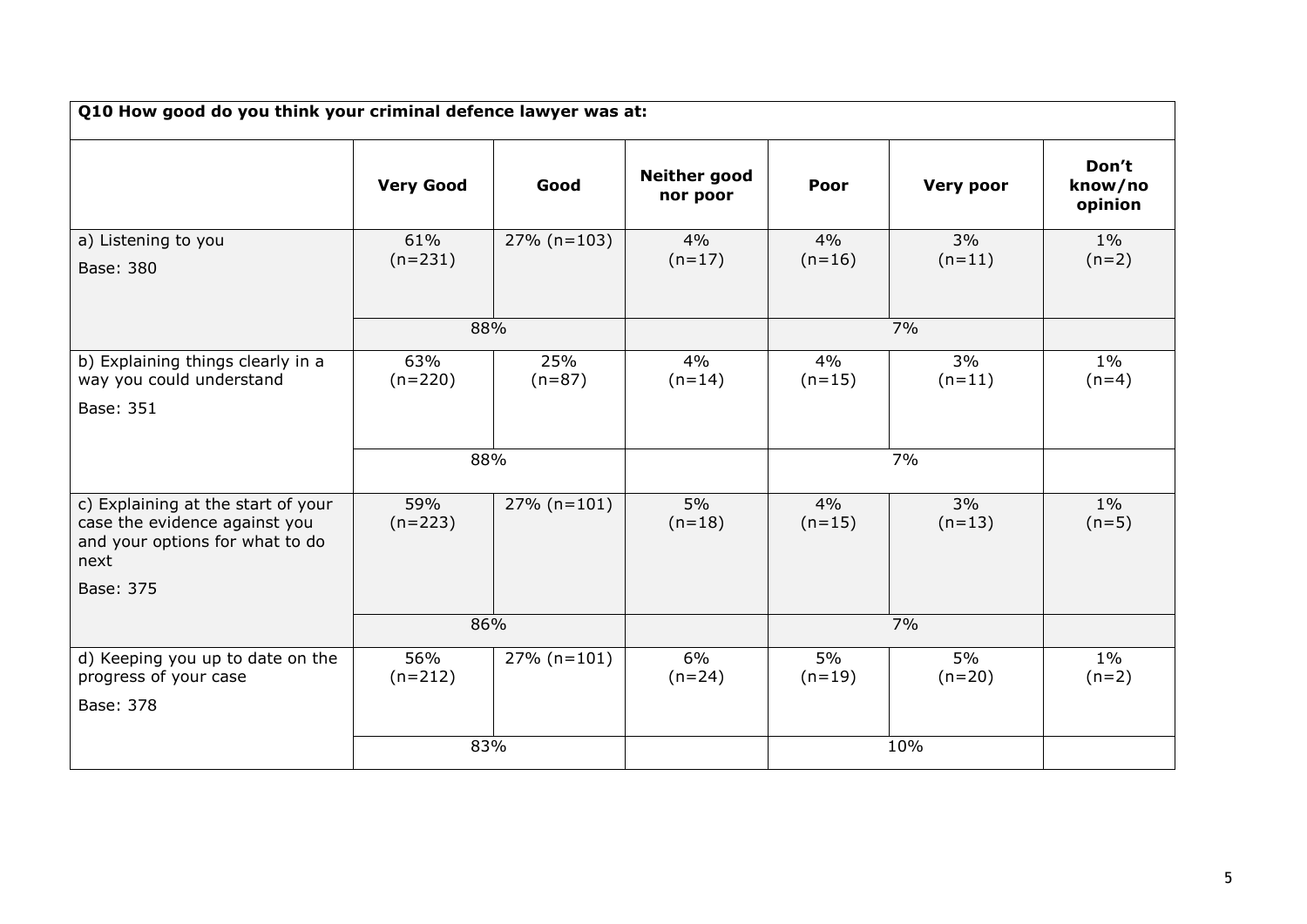| Q10 How good do you think your criminal defence lawyer was at: | | | | | | |
|---|---|---|---|---|---|---|
| | **Very Good** | **Good** | **Neither good nor poor** | **Poor** | **Very poor** | **Don't know/no opinion** |
| a) Listening to you<br>Base: 380 | 61% (n=231) | 27% (n=103) | 4% (n=17) | 4% (n=16) | 3% (n=11) | 1% (n=2) |
| | 88% | | | 7% | | |
| b) Explaining things clearly in a way you could understand<br>Base: 351 | 63% (n=220) | 25% (n=87) | 4% (n=14) | 4% (n=15) | 3% (n=11) | 1% (n=4) |
| | 88% | | | 7% | | |
| c) Explaining at the start of your case the evidence against you and your options for what to do next<br>Base: 375 | 59% (n=223) | 27% (n=101) | 5% (n=18) | 4% (n=15) | 3% (n=13) | 1% (n=5) |
| | 86% | | | 7% | | |
| d) Keeping you up to date on the progress of your case<br>Base: 378 | 56% (n=212) | 27% (n=101) | 6% (n=24) | 5% (n=19) | 5% (n=20) | 1% (n=2) |
| | 83% | | | 10% | | |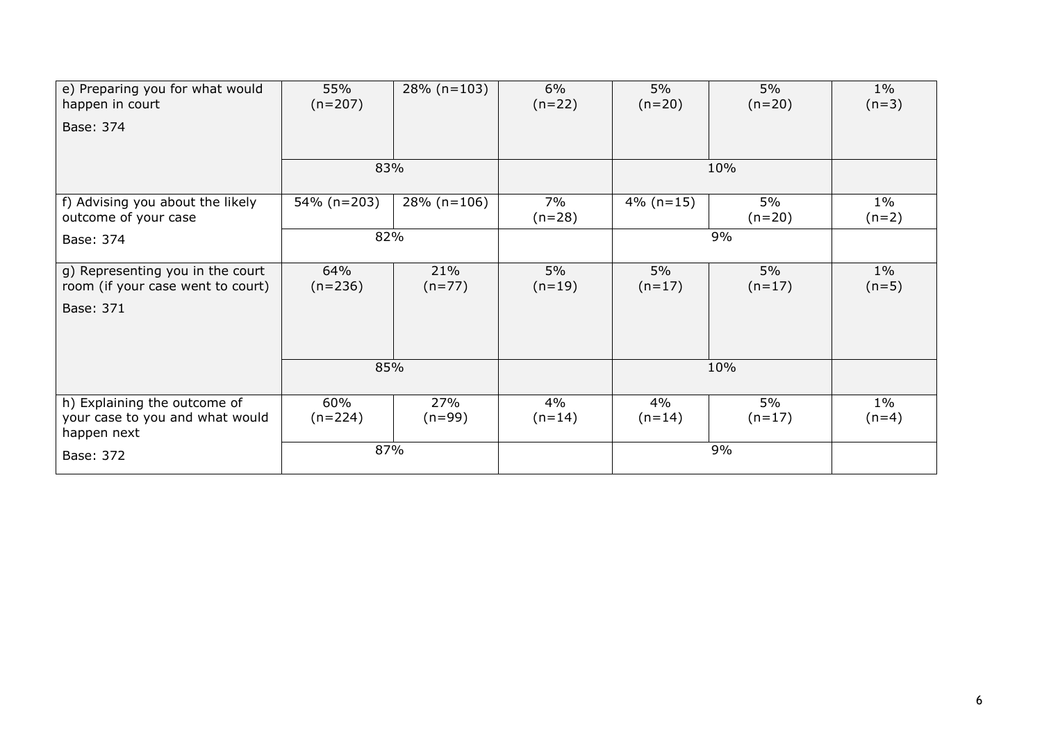| | | | | | | |
|---|---|---|---|---|---|---|
| e) Preparing you for what would happen in court<br>Base: 374 | 55% (n=207) | 28% (n=103) | 6% (n=22) | 5% (n=20) | 5% (n=20) | 1% (n=3) |
| | 83% | | | 10% | | |
| f) Advising you about the likely outcome of your case<br>Base: 374 | 54% (n=203) | 28% (n=106) | 7% (n=28) | 4% (n=15) | 5% (n=20) | 1% (n=2) |
| | 82% | | | 9% | | |
| g) Representing you in the court room (if your case went to court)<br>Base: 371 | 64% (n=236) | 21% (n=77) | 5% (n=19) | 5% (n=17) | 5% (n=17) | 1% (n=5) |
| | 85% | | | 10% | | |
| h) Explaining the outcome of your case to you and what would happen next<br>Base: 372 | 60% (n=224) | 27% (n=99) | 4% (n=14) | 4% (n=14) | 5% (n=17) | 1% (n=4) |
| | 87% | | | 9% | | |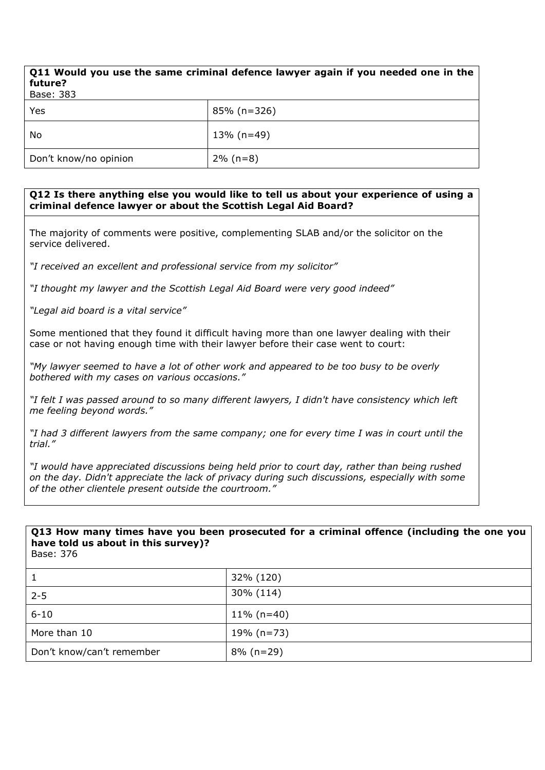| **Q11 Would you use the same criminal defence lawyer again if you needed one in the future?** Base: 383 | |
|---|---|
| Yes | 85% (n=326) |
| No | 13% (n=49) |
| Don’t know/no opinion | 2% (n=8) |

**Q12 Is there anything else you would like to tell us about your experience of using a criminal defence lawyer or about the Scottish Legal Aid Board?**

The majority of comments were positive, complementing SLAB and/or the solicitor on the service delivered.

*“I received an excellent and professional service from my solicitor”*

*“I thought my lawyer and the Scottish Legal Aid Board were very good indeed”*

*“Legal aid board is a vital service”*

Some mentioned that they found it difficult having more than one lawyer dealing with their case or not having enough time with their lawyer before their case went to court:

*“My lawyer seemed to have a lot of other work and appeared to be too busy to be overly bothered with my cases on various occasions.”*

*“I felt I was passed around to so many different lawyers, I didn't have consistency which left me feeling beyond words.”*

*“I had 3 different lawyers from the same company; one for every time I was in court until the trial.”*

*“I would have appreciated discussions being held prior to court day, rather than being rushed on the day. Didn't appreciate the lack of privacy during such discussions, especially with some of the other clientele present outside the courtroom.”*

| **Q13 How many times have you been prosecuted for a criminal offence (including the one you have told us about in this survey)?** Base: 376 | |
|---|---|
| 1 | 32% (120) |
| 2-5 | 30% (114) |
| 6-10 | 11% (n=40) |
| More than 10 | 19% (n=73) |
| Don’t know/can’t remember | 8% (n=29) |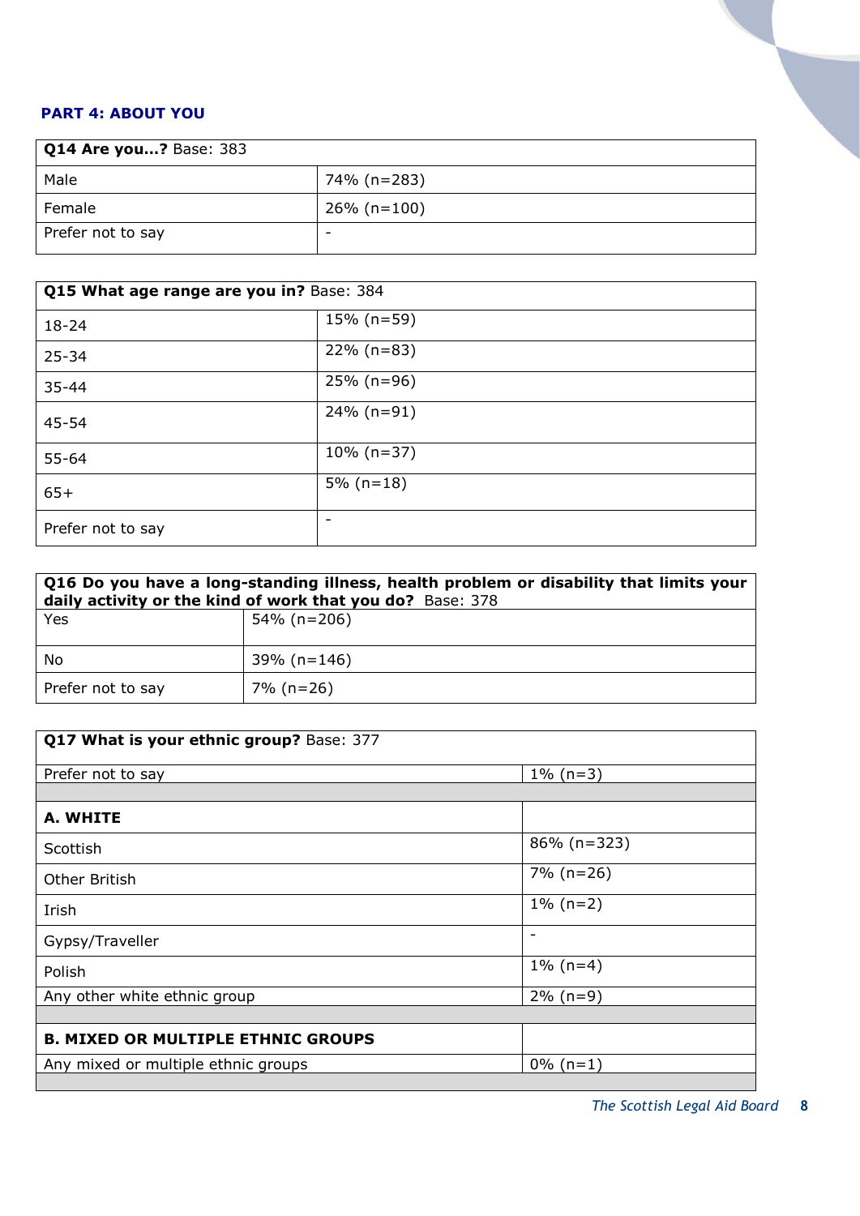**PART 4: ABOUT YOU**

| **Q14 Are you…?** Base: 383 | |
|---|---|
| Male | 74% (n=283) |
| Female | 26% (n=100) |
| Prefer not to say | - |

| **Q15 What age range are you in?** Base: 384 | |
|---|---|
| 18-24 | 15% (n=59) |
| 25-34 | 22% (n=83) |
| 35-44 | 25% (n=96) |
| 45-54 | 24% (n=91) |
| 55-64 | 10% (n=37) |
| 65+ | 5% (n=18) |
| Prefer not to say | - |

| **Q16 Do you have a long-standing illness, health problem or disability that limits your daily activity or the kind of work that you do?** Base: 378 | |
|---|---|
| Yes | 54% (n=206) |
| No | 39% (n=146) |
| Prefer not to say | 7% (n=26) |

| **Q17 What is your ethnic group?** Base: 377 | |
|---|---|
| Prefer not to say | 1% (n=3) |
| | |
| **A. WHITE** | |
| Scottish | 86% (n=323) |
| Other British | 7% (n=26) |
| Irish | 1% (n=2) |
| Gypsy/Traveller | - |
| Polish | 1% (n=4) |
| Any other white ethnic group | 2% (n=9) |
| | |
| **B. MIXED OR MULTIPLE ETHNIC GROUPS** | |
| Any mixed or multiple ethnic groups | 0% (n=1) |
| | |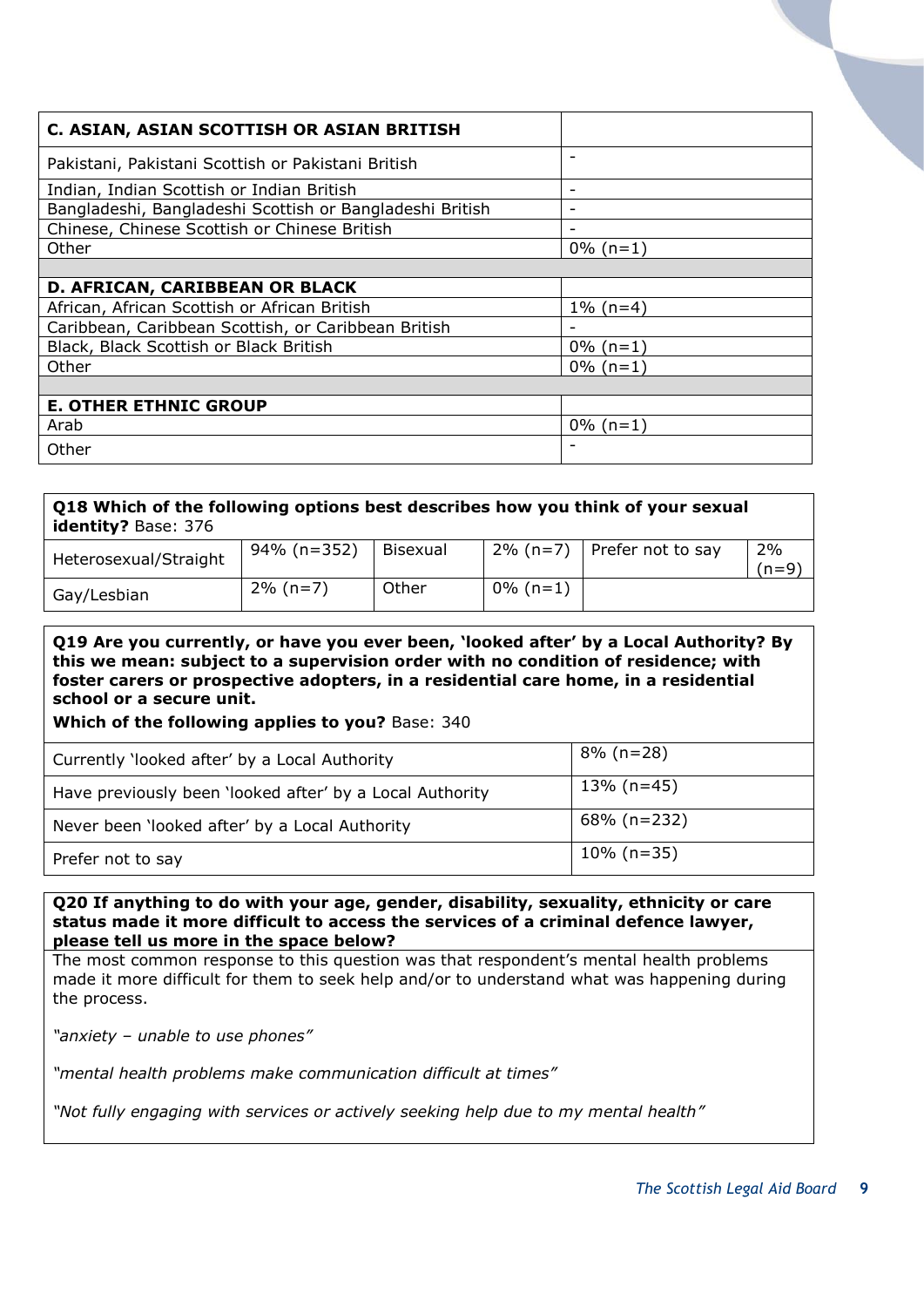| | |
|---|---|
| **C. ASIAN, ASIAN SCOTTISH OR ASIAN BRITISH** | |
| Pakistani, Pakistani Scottish or Pakistani British | - |
| Indian, Indian Scottish or Indian British | - |
| Bangladeshi, Bangladeshi Scottish or Bangladeshi British | - |
| Chinese, Chinese Scottish or Chinese British | - |
| Other | 0% (n=1) |
| | |
| **D. AFRICAN, CARIBBEAN OR BLACK** | |
| African, African Scottish or African British | 1% (n=4) |
| Caribbean, Caribbean Scottish, or Caribbean British | - |
| Black, Black Scottish or Black British | 0% (n=1) |
| Other | 0% (n=1) |
| | |
| **E. OTHER ETHNIC GROUP** | |
| Arab | 0% (n=1) |
| Other | - |

**Q18 Which of the following options best describes how you think of your sexual identity?** Base: 376

| | | | | | |
|---|---|---|---|---|---|
| Heterosexual/Straight | 94% (n=352) | Bisexual | 2% (n=7) | Prefer not to say | 2% (n=9) |
| Gay/Lesbian | 2% (n=7) | Other | 0% (n=1) | | |

**Q19 Are you currently, or have you ever been, 'looked after' by a Local Authority? By this we mean: subject to a supervision order with no condition of residence; with foster carers or prospective adopters, in a residential care home, in a residential school or a secure unit.**

**Which of the following applies to you?** Base: 340

| | |
|---|---|
| Currently 'looked after' by a Local Authority | 8% (n=28) |
| Have previously been 'looked after' by a Local Authority | 13% (n=45) |
| Never been 'looked after' by a Local Authority | 68% (n=232) |
| Prefer not to say | 10% (n=35) |

**Q20 If anything to do with your age, gender, disability, sexuality, ethnicity or care status made it more difficult to access the services of a criminal defence lawyer, please tell us more in the space below?**

The most common response to this question was that respondent's mental health problems made it more difficult for them to seek help and/or to understand what was happening during the process.

*"anxiety – unable to use phones"*

*"mental health problems make communication difficult at times"*

*"Not fully engaging with services or actively seeking help due to my mental health"*